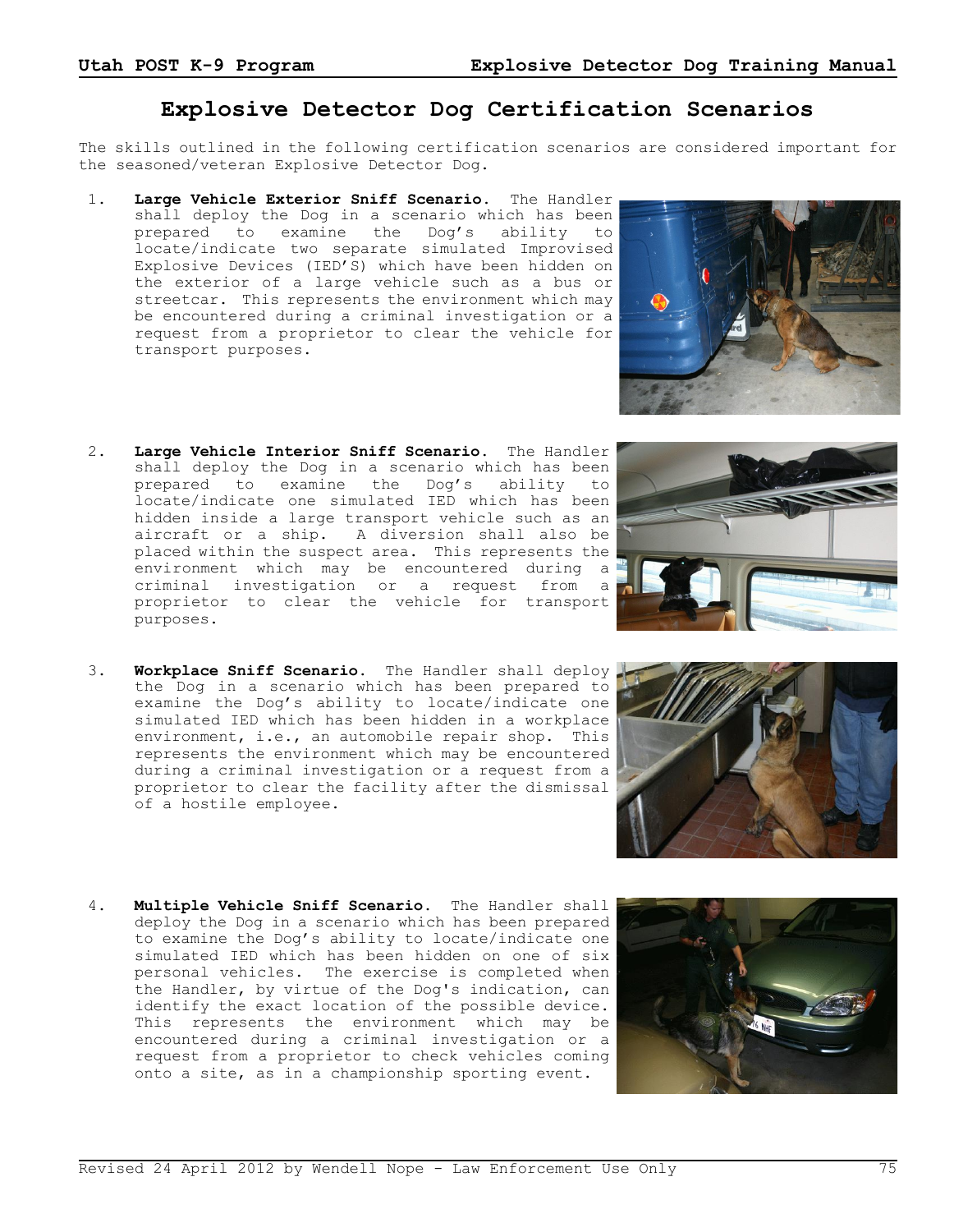# Explosive Detector Dog Certification Scenarios

The skills outlined in the following certification scenarios are considered important for the seasoned/veteran Explosive Detector Dog.

1. **Large Vehicle Exterior Sniff Scenario.** The Handler shall deploy the Dog in a scenario which has been prepared to examine the Dog's ability to locate/indicate two separate simulated Improvised Explosive Devices (IED'S) which have been hidden on the exterior of a large vehicle such as a bus or streetcar. This represents the environment which may be encountered during a criminal investigation or a request from a proprietor to clear the vehicle for transport purposes.

2. **Large Vehicle Interior Sniff Scenario.** The Handler shall deploy the Dog in a scenario which has been prepared to examine the Dog's ability to locate/indicate one simulated IED which has been hidden inside a large transport vehicle such as an aircraft or a ship. A diversion shall also be placed within the suspect area. This represents the environment which may be encountered during a criminal investigation or a request from a proprietor to clear the vehicle for transport purposes.

3. **Workplace Sniff Scenario.** The Handler shall deploy the Dog in a scenario which has been prepared to examine the Dog's ability to locate/indicate one simulated IED which has been hidden in a workplace environment, i.e., an automobile repair shop. This represents the environment which may be encountered during a criminal investigation or a request from a proprietor to clear the facility after the dismissal of a hostile employee.

4. **Multiple Vehicle Sniff Scenario.** The Handler shall deploy the Dog in a scenario which has been prepared to examine the Dog's ability to locate/indicate one simulated IED which has been hidden on one of six personal vehicles. The exercise is completed when the Handler, by virtue of the Dog's indication, can identify the exact location of the possible device. This represents the environment which may be encountered during a criminal investigation or a request from a proprietor to check vehicles coming onto a site, as in a championship sporting event.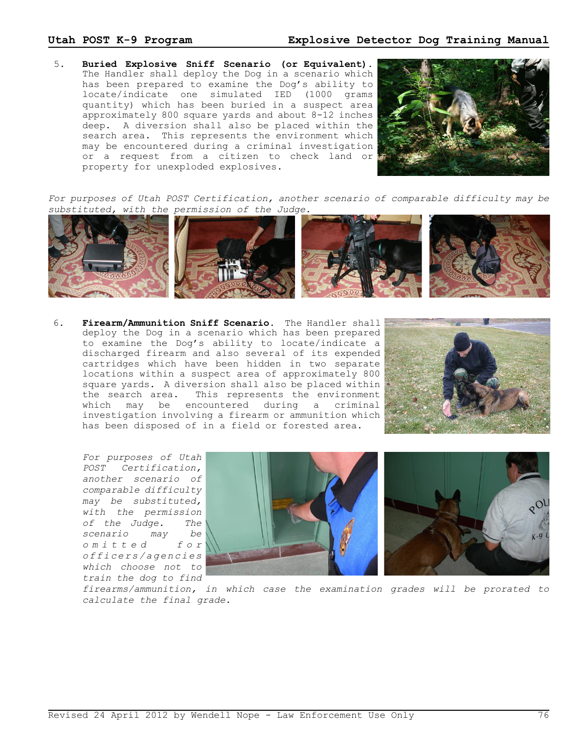5. **Buried Explosive Sniff Scenario (or Equivalent).** The Handler shall deploy the Dog in a scenario which has been prepared to examine the Dog's ability to locate/indicate one simulated IED (1000 grams quantity) which has been buried in a suspect area approximately 800 square yards and about 8-12 inches deep. A diversion shall also be placed within the search area. This represents the environment which may be encountered during a criminal investigation or a request from a citizen to check land or property for unexploded explosives.

*For purposes of Utah POST Certification, another scenario of comparable difficulty may be substituted, with the permission of the Judge.*

6. **Firearm/Ammunition Sniff Scenario.** The Handler shall deploy the Dog in a scenario which has been prepared to examine the Dog's ability to locate/indicate a discharged firearm and also several of its expended cartridges which have been hidden in two separate locations within a suspect area of approximately 800 square yards. A diversion shall also be placed within the search area. This represents the environment which may be encountered during a criminal investigation involving a firearm or ammunition which has been disposed of in a field or forested area.

*For purposes of Utah POST Certification, another scenario of comparable difficulty may be substituted, with the permission of the Judge. The scenario may be omitted for officers/agencies which choose not to train the dog to find firearms/ammunition, in which case the examination grades will be prorated to calculate the final grade.*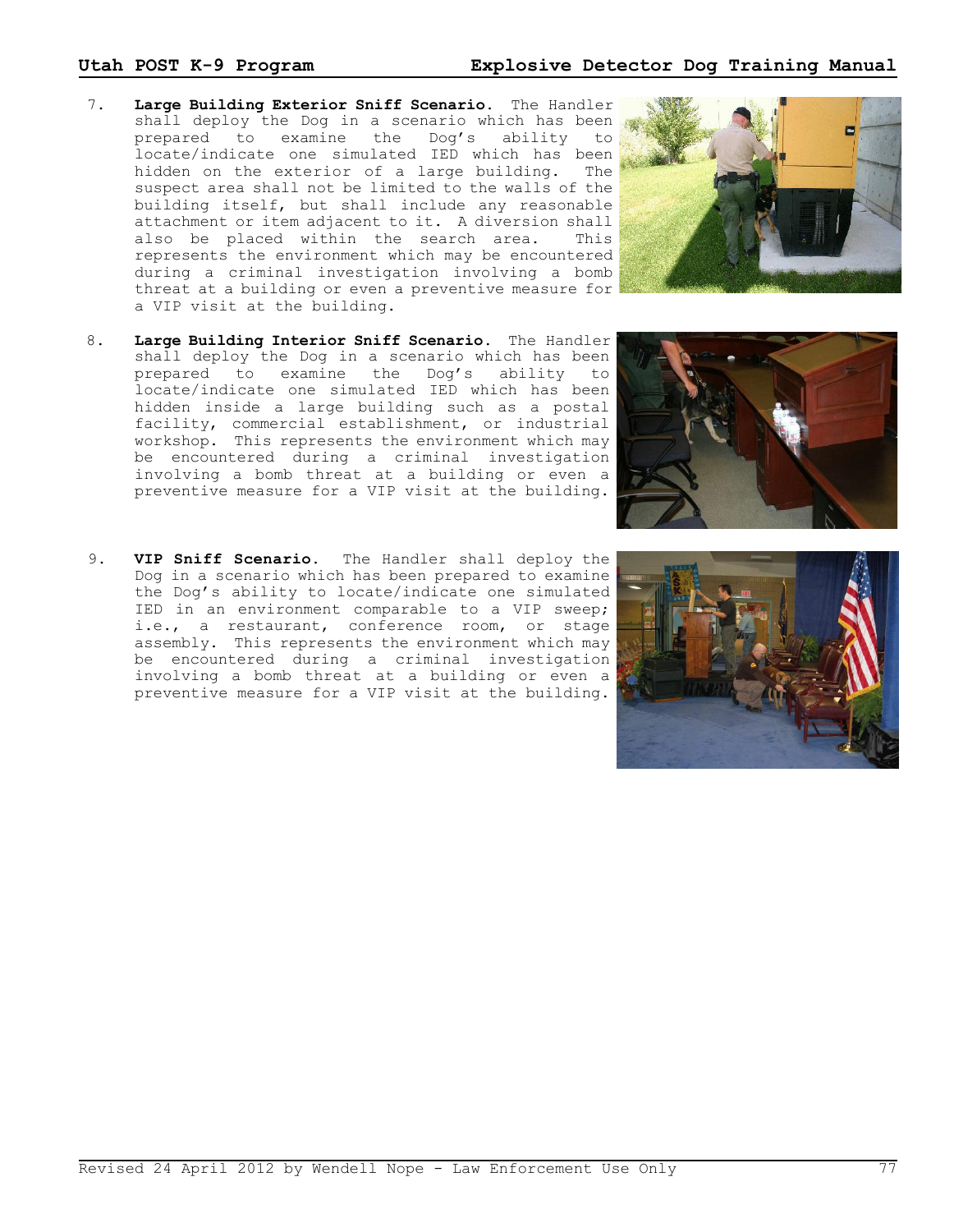7. **Large Building Exterior Sniff Scenario.** The Handler shall deploy the Dog in a scenario which has been prepared to examine the Dog's ability to locate/indicate one simulated IED which has been hidden on the exterior of a large building. The suspect area shall not be limited to the walls of the building itself, but shall include any reasonable attachment or item adjacent to it. A diversion shall also be placed within the search area. This represents the environment which may be encountered during a criminal investigation involving a bomb threat at a building or even a preventive measure for a VIP visit at the building.

8. **Large Building Interior Sniff Scenario.** The Handler shall deploy the Dog in a scenario which has been prepared to examine the Dog's ability to locate/indicate one simulated IED which has been hidden inside a large building such as a postal facility, commercial establishment, or industrial workshop. This represents the environment which may be encountered during a criminal investigation involving a bomb threat at a building or even a preventive measure for a VIP visit at the building.

9. **VIP Sniff Scenario.** The Handler shall deploy the Dog in a scenario which has been prepared to examine the Dog's ability to locate/indicate one simulated IED in an environment comparable to a VIP sweep; i.e., a restaurant, conference room, or stage assembly. This represents the environment which may be encountered during a criminal investigation involving a bomb threat at a building or even a preventive measure for a VIP visit at the building.